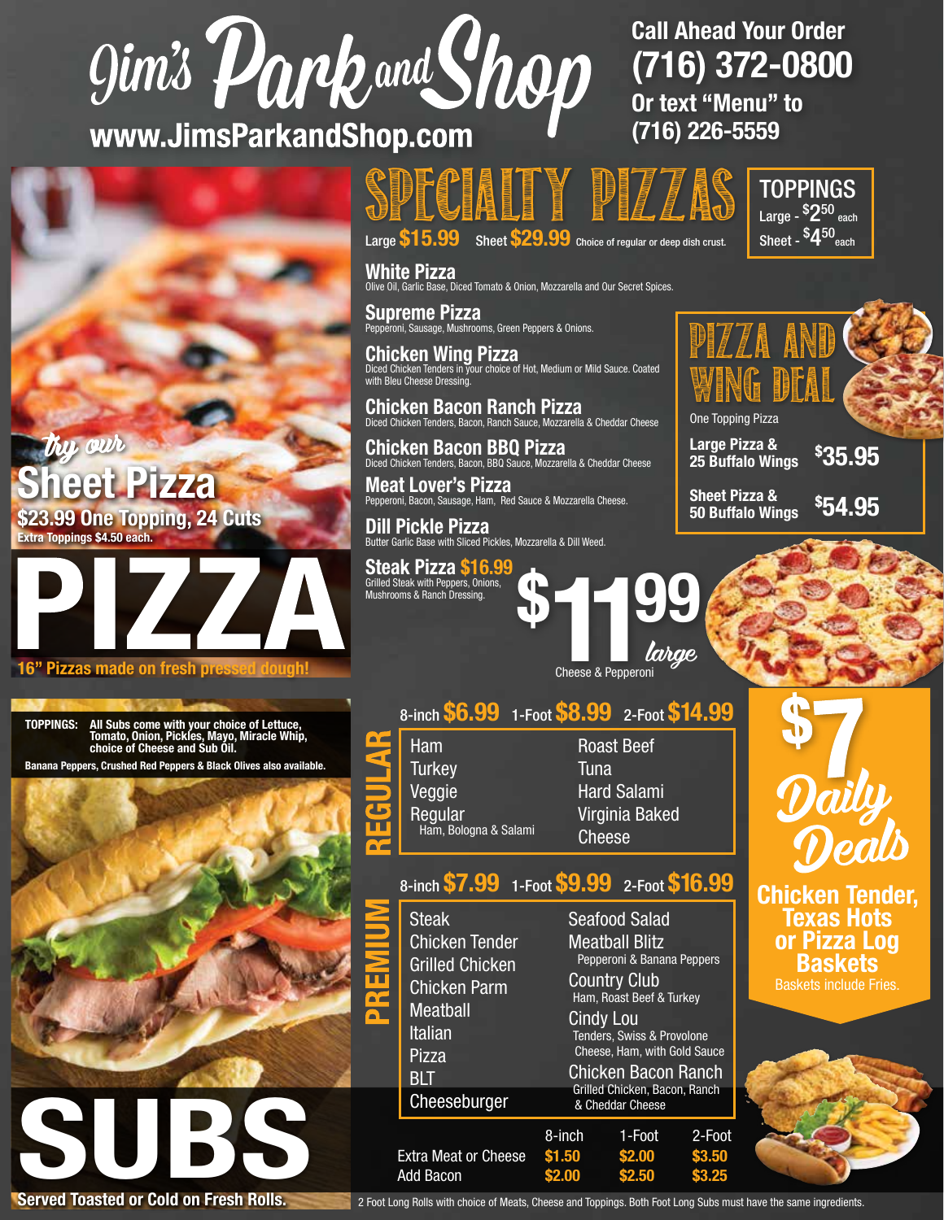# Jim's Park and Shop

**www.JimsParkandShop.com**

**Call Ahead Your Order**
**(716) 372-0800**
**Or text "Menu" to**
**(716) 226-5559**

## SPECIALTY PIZZAS

Large **$15.99** Sheet **$29.99** Choice of regular or deep dish crust.

**TOPPINGS**
Large - $2.50 each
Sheet - $4.50 each

**White Pizza**
Olive Oil, Garlic Base, Diced Tomato & Onion, Mozzarella and Our Secret Spices.

**Supreme Pizza**
Pepperoni, Sausage, Mushrooms, Green Peppers & Onions.

**Chicken Wing Pizza**
Diced Chicken Tenders in your choice of Hot, Medium or Mild Sauce. Coated with Bleu Cheese Dressing.

**Chicken Bacon Ranch Pizza**
Diced Chicken Tenders, Bacon, Ranch Sauce, Mozzarella & Cheddar Cheese

**Chicken Bacon BBQ Pizza**
Diced Chicken Tenders, Bacon, BBQ Sauce, Mozzarella & Cheddar Cheese

**Meat Lover's Pizza**
Pepperoni, Bacon, Sausage, Ham, Red Sauce & Mozzarella Cheese.

**Dill Pickle Pizza**
Butter Garlic Base with Sliced Pickles, Mozzarella & Dill Weed.

**Steak Pizza $16.99**
Grilled Steak with Peppers, Onions, Mushrooms & Ranch Dressing.

## PIZZA AND WING DEAL

One Topping Pizza

| | |
|---|---|
| Large Pizza & 25 Buffalo Wings | $35.95 |
| Sheet Pizza & 50 Buffalo Wings | $54.95 |

**$11.99 large**
Cheese & Pepperoni

*try our*
**Sheet Pizza**
**$23.99 One Topping, 24 Cuts**
Extra Toppings $4.50 each.

# PIZZA

**16" Pizzas made on fresh pressed dough!**

**TOPPINGS:** All Subs come with your choice of Lettuce, Tomato, Onion, Pickles, Mayo, Miracle Whip, choice of Cheese and Sub Oil.
Banana Peppers, Crushed Red Peppers & Black Olives also available.

### REGULAR

8-inch **$6.99** 1-Foot **$8.99** 2-Foot **$14.99**

- Ham
- Turkey
- Veggie
- Regular
  Ham, Bologna & Salami
- Roast Beef
- Tuna
- Hard Salami
- Virginia Baked
- Cheese

### PREMIUM

8-inch **$7.99** 1-Foot **$9.99** 2-Foot **$16.99**

- Steak
- Chicken Tender
- Grilled Chicken
- Chicken Parm
- Meatball
- Italian
- Pizza
- BLT
- Cheeseburger
- Seafood Salad
- Meatball Blitz
  Pepperoni & Banana Peppers
- Country Club
  Ham, Roast Beef & Turkey
- Cindy Lou
  Tenders, Swiss & Provolone Cheese, Ham, with Gold Sauce
- Chicken Bacon Ranch
  Grilled Chicken, Bacon, Ranch & Cheddar Cheese

| | 8-inch | 1-Foot | 2-Foot |
|---|---|---|---|
| Extra Meat or Cheese | $1.50 | $2.00 | $3.50 |
| Add Bacon | $2.00 | $2.50 | $3.25 |

## $7 Daily Deals

**Chicken Tender, Texas Hots or Pizza Log Baskets**
Baskets include Fries.

# SUBS

**Served Toasted or Cold on Fresh Rolls.**

2 Foot Long Rolls with choice of Meats, Cheese and Toppings. Both Foot Long Subs must have the same ingredients.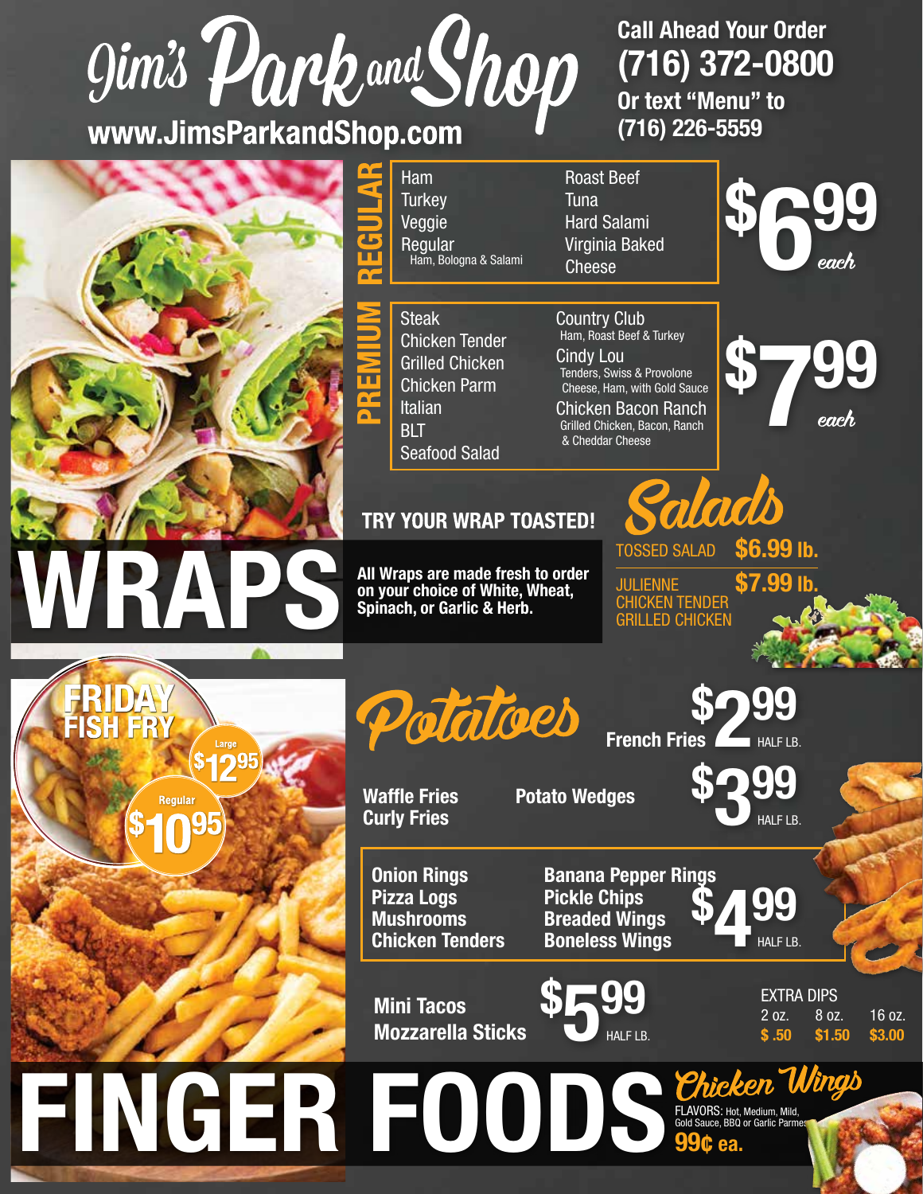# Jim's Park and Shop

**www.JimsParkandShop.com**

**Call Ahead Your Order (716) 372-0800**
**Or text "Menu" to (716) 226-5559**

## WRAPS

### REGULAR — $6.99 each

- Ham
- Turkey
- Veggie
- Regular (Ham, Bologna & Salami)
- Roast Beef
- Tuna
- Hard Salami
- Virginia Baked
- Cheese

### PREMIUM — $7.99 each

- Steak
- Chicken Tender
- Grilled Chicken
- Chicken Parm
- Italian
- BLT
- Seafood Salad
- Country Club (Ham, Roast Beef & Turkey)
- Cindy Lou (Tenders, Swiss & Provolone Cheese, Ham, with Gold Sauce)
- Chicken Bacon Ranch (Grilled Chicken, Bacon, Ranch & Cheddar Cheese)

**TRY YOUR WRAP TOASTED!**

**All Wraps are made fresh to order on your choice of White, Wheat, Spinach, or Garlic & Herb.**

## Salads

TOSSED SALAD **$6.99 lb.**

JULIENNE
CHICKEN TENDER
GRILLED CHICKEN **$7.99 lb.**

## FRIDAY FISH FRY

Large **$12.95**
Regular **$10.95**

## FINGER FOODS

### Potatoes

**French Fries** — **$2.99** HALF LB.

**Waffle Fries**, **Curly Fries**, **Potato Wedges** — **$3.99** HALF LB.

**Onion Rings**, **Pizza Logs**, **Mushrooms**, **Chicken Tenders**, **Banana Pepper Rings**, **Pickle Chips**, **Breaded Wings**, **Boneless Wings** — **$4.99** HALF LB.

**Mini Tacos**, **Mozzarella Sticks** — **$5.99** HALF LB.

### EXTRA DIPS

| 2 oz. | 8 oz. | 16 oz. |
|---|---|---|
| $ .50 | $1.50 | $3.00 |

### Chicken Wings

FLAVORS: Hot, Medium, Mild, Gold Sauce, BBQ or Garlic Parmes

**99¢ ea.**